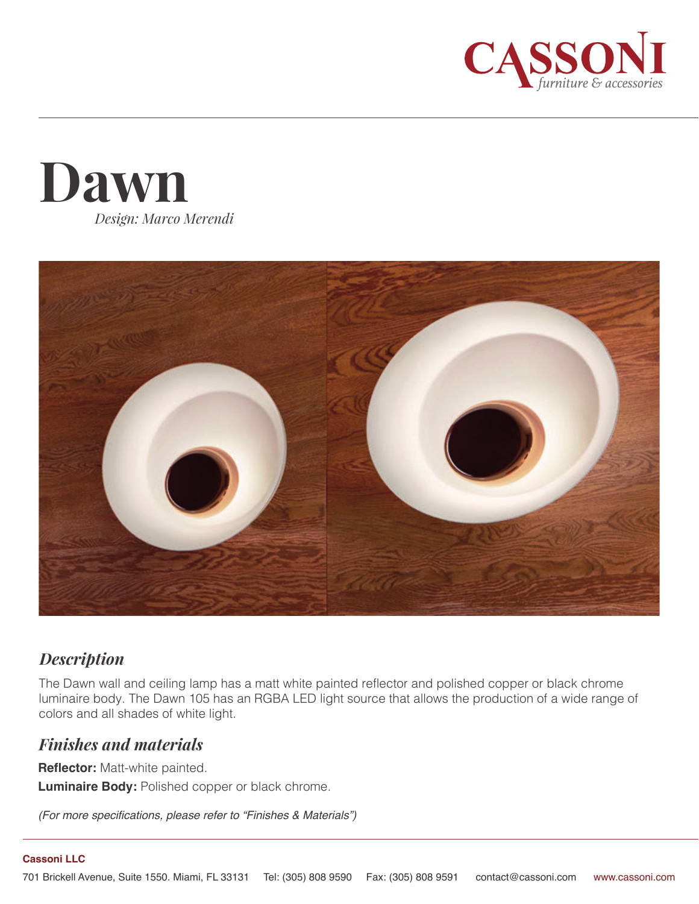# Dawn

*Design: Marco Merendi*

## *Description*

The Dawn wall and ceiling lamp has a matt white painted reflector and polished copper or black chrome luminaire body. The Dawn 105 has an RGBA LED light source that allows the production of a wide range of colors and all shades of white light.

## *Finishes and materials*

**Reflector:** Matt-white painted.

**Luminaire Body:** Polished copper or black chrome.

*(For more specifications, please refer to "Finishes & Materials")*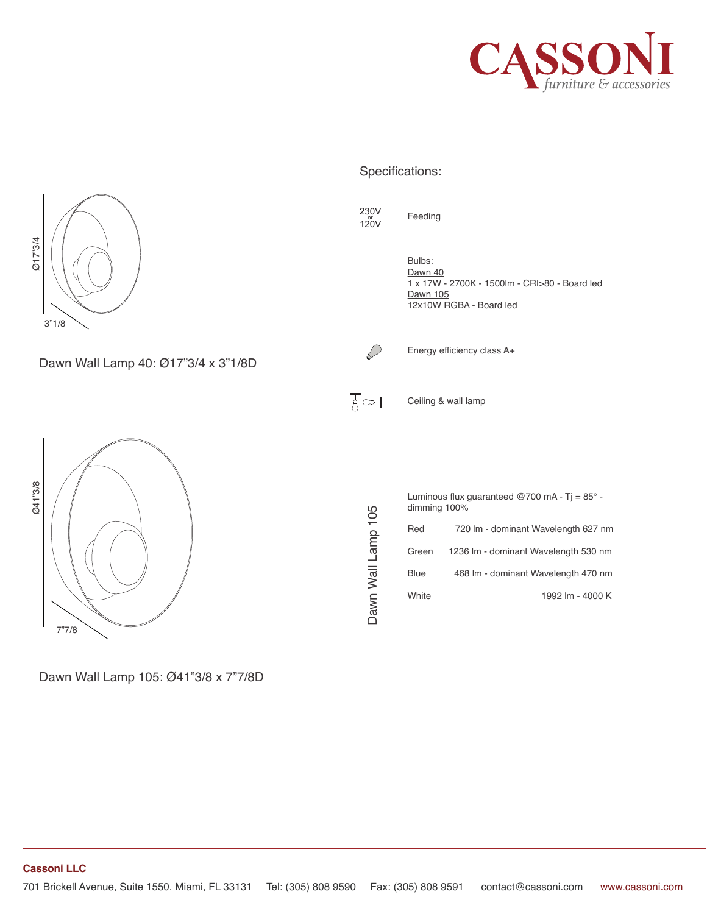## Specifications:

| | |
|---|---|
| 230V or 120V | Feeding |
| | Bulbs: Dawn 40 — 1 x 17W - 2700K - 1500lm - CRI>80 - Board led; Dawn 105 — 12x10W RGBA - Board led |
| | Energy efficiency class A+ |
| | Ceiling & wall lamp |

Ø17"3/4

3"1/8

Dawn Wall Lamp 40: Ø17"3/4 x 3"1/8D

Ø41"3/8

7"7/8

Dawn Wall Lamp 105: Ø41"3/8 x 7"7/8D

### Dawn Wall Lamp 105

Luminous flux guaranteed @700 mA - Tj = 85° - dimming 100%

| | |
|---|---|
| Red | 720 lm - dominant Wavelength 627 nm |
| Green | 1236 lm - dominant Wavelength 530 nm |
| Blue | 468 lm - dominant Wavelength 470 nm |
| White | 1992 lm - 4000 K |

**Cassoni LLC**

701 Brickell Avenue, Suite 1550. Miami, FL 33131 Tel: (305) 808 9590 Fax: (305) 808 9591 contact@cassoni.com www.cassoni.com